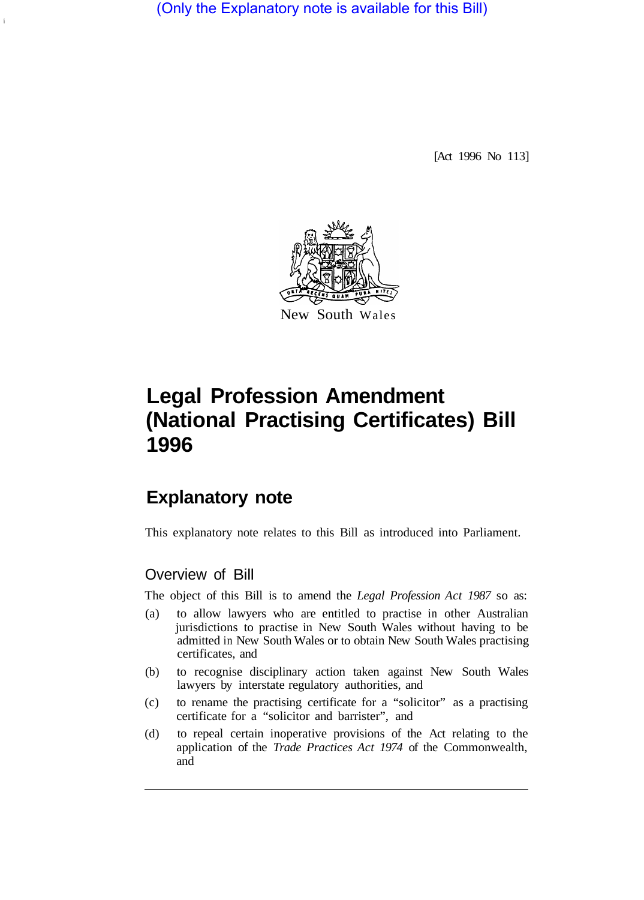(Only the Explanatory note is available for this Bill)

[Act 1996 No 113]

New South Wales

# Legal Profession Amendment (National Practising Certificates) Bill 1996

## Explanatory note

This explanatory note relates to this Bill as introduced into Parliament.

### Overview of Bill

The object of this Bill is to amend the *Legal Profession Act 1987* so as:

(a) to allow lawyers who are entitled to practise in other Australian jurisdictions to practise in New South Wales without having to be admitted in New South Wales or to obtain New South Wales practising certificates, and

(b) to recognise disciplinary action taken against New South Wales lawyers by interstate regulatory authorities, and

(c) to rename the practising certificate for a "solicitor" as a practising certificate for a "solicitor and barrister", and

(d) to repeal certain inoperative provisions of the Act relating to the application of the *Trade Practices Act 1974* of the Commonwealth, and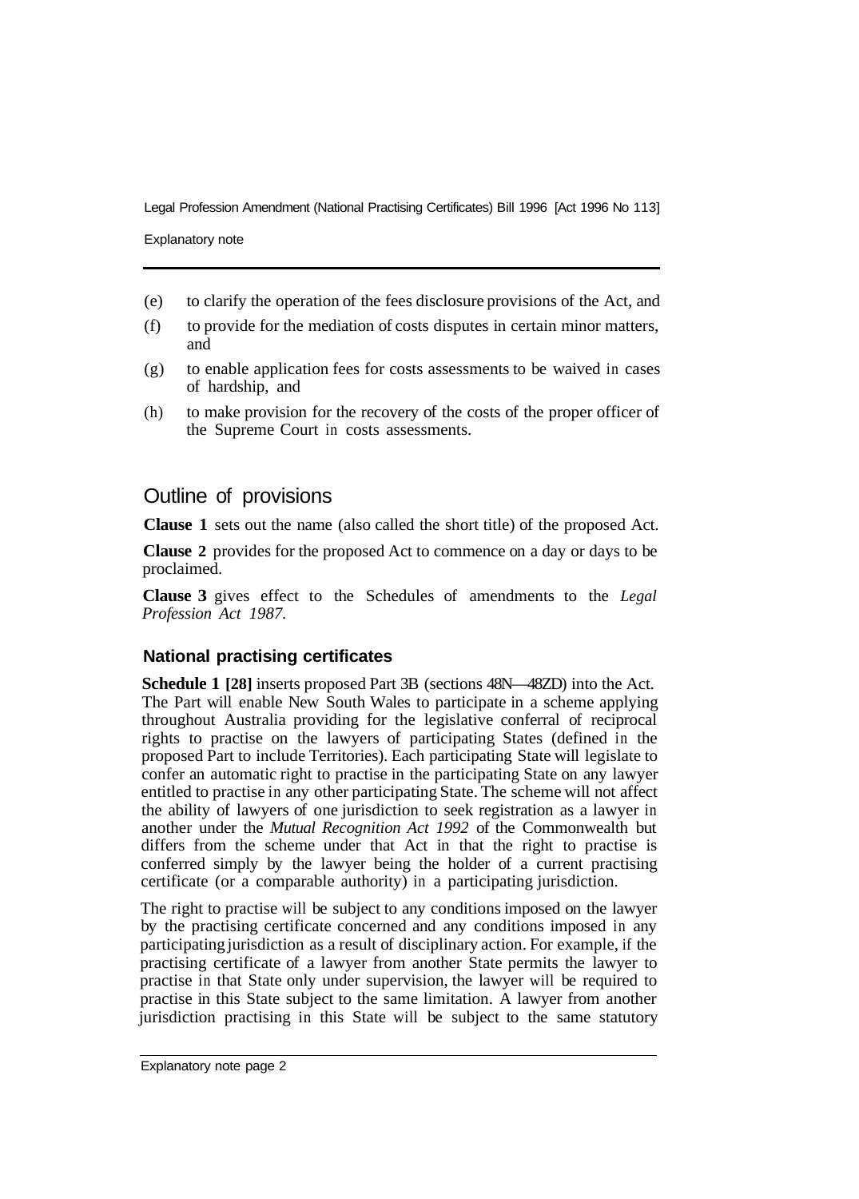(e) to clarify the operation of the fees disclosure provisions of the Act, and

(f) to provide for the mediation of costs disputes in certain minor matters, and

(g) to enable application fees for costs assessments to be waived in cases of hardship, and

(h) to make provision for the recovery of the costs of the proper officer of the Supreme Court in costs assessments.

## Outline of provisions

**Clause 1** sets out the name (also called the short title) of the proposed Act.

**Clause 2** provides for the proposed Act to commence on a day or days to be proclaimed.

**Clause 3** gives effect to the Schedules of amendments to the *Legal Profession Act 1987*.

### National practising certificates

**Schedule 1 [28]** inserts proposed Part 3B (sections 48N—48ZD) into the Act. The Part will enable New South Wales to participate in a scheme applying throughout Australia providing for the legislative conferral of reciprocal rights to practise on the lawyers of participating States (defined in the proposed Part to include Territories). Each participating State will legislate to confer an automatic right to practise in the participating State on any lawyer entitled to practise in any other participating State. The scheme will not affect the ability of lawyers of one jurisdiction to seek registration as a lawyer in another under the *Mutual Recognition Act 1992* of the Commonwealth but differs from the scheme under that Act in that the right to practise is conferred simply by the lawyer being the holder of a current practising certificate (or a comparable authority) in a participating jurisdiction.

The right to practise will be subject to any conditions imposed on the lawyer by the practising certificate concerned and any conditions imposed in any participating jurisdiction as a result of disciplinary action. For example, if the practising certificate of a lawyer from another State permits the lawyer to practise in that State only under supervision, the lawyer will be required to practise in this State subject to the same limitation. A lawyer from another jurisdiction practising in this State will be subject to the same statutory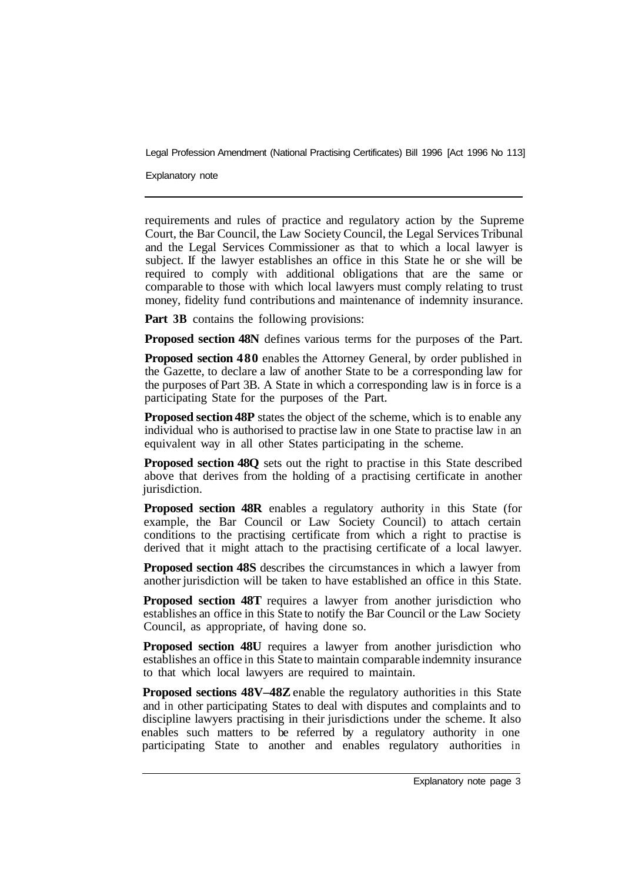requirements and rules of practice and regulatory action by the Supreme Court, the Bar Council, the Law Society Council, the Legal Services Tribunal and the Legal Services Commissioner as that to which a local lawyer is subject. If the lawyer establishes an office in this State he or she will be required to comply with additional obligations that are the same or comparable to those with which local lawyers must comply relating to trust money, fidelity fund contributions and maintenance of indemnity insurance.

**Part 3B** contains the following provisions:

**Proposed section 48N** defines various terms for the purposes of the Part.

**Proposed section 48O** enables the Attorney General, by order published in the Gazette, to declare a law of another State to be a corresponding law for the purposes of Part 3B. A State in which a corresponding law is in force is a participating State for the purposes of the Part.

**Proposed section 48P** states the object of the scheme, which is to enable any individual who is authorised to practise law in one State to practise law in an equivalent way in all other States participating in the scheme.

**Proposed section 48Q** sets out the right to practise in this State described above that derives from the holding of a practising certificate in another jurisdiction.

**Proposed section 48R** enables a regulatory authority in this State (for example, the Bar Council or Law Society Council) to attach certain conditions to the practising certificate from which a right to practise is derived that it might attach to the practising certificate of a local lawyer.

**Proposed section 48S** describes the circumstances in which a lawyer from another jurisdiction will be taken to have established an office in this State.

**Proposed section 48T** requires a lawyer from another jurisdiction who establishes an office in this State to notify the Bar Council or the Law Society Council, as appropriate, of having done so.

**Proposed section 48U** requires a lawyer from another jurisdiction who establishes an office in this State to maintain comparable indemnity insurance to that which local lawyers are required to maintain.

**Proposed sections 48V–48Z** enable the regulatory authorities in this State and in other participating States to deal with disputes and complaints and to discipline lawyers practising in their jurisdictions under the scheme. It also enables such matters to be referred by a regulatory authority in one participating State to another and enables regulatory authorities in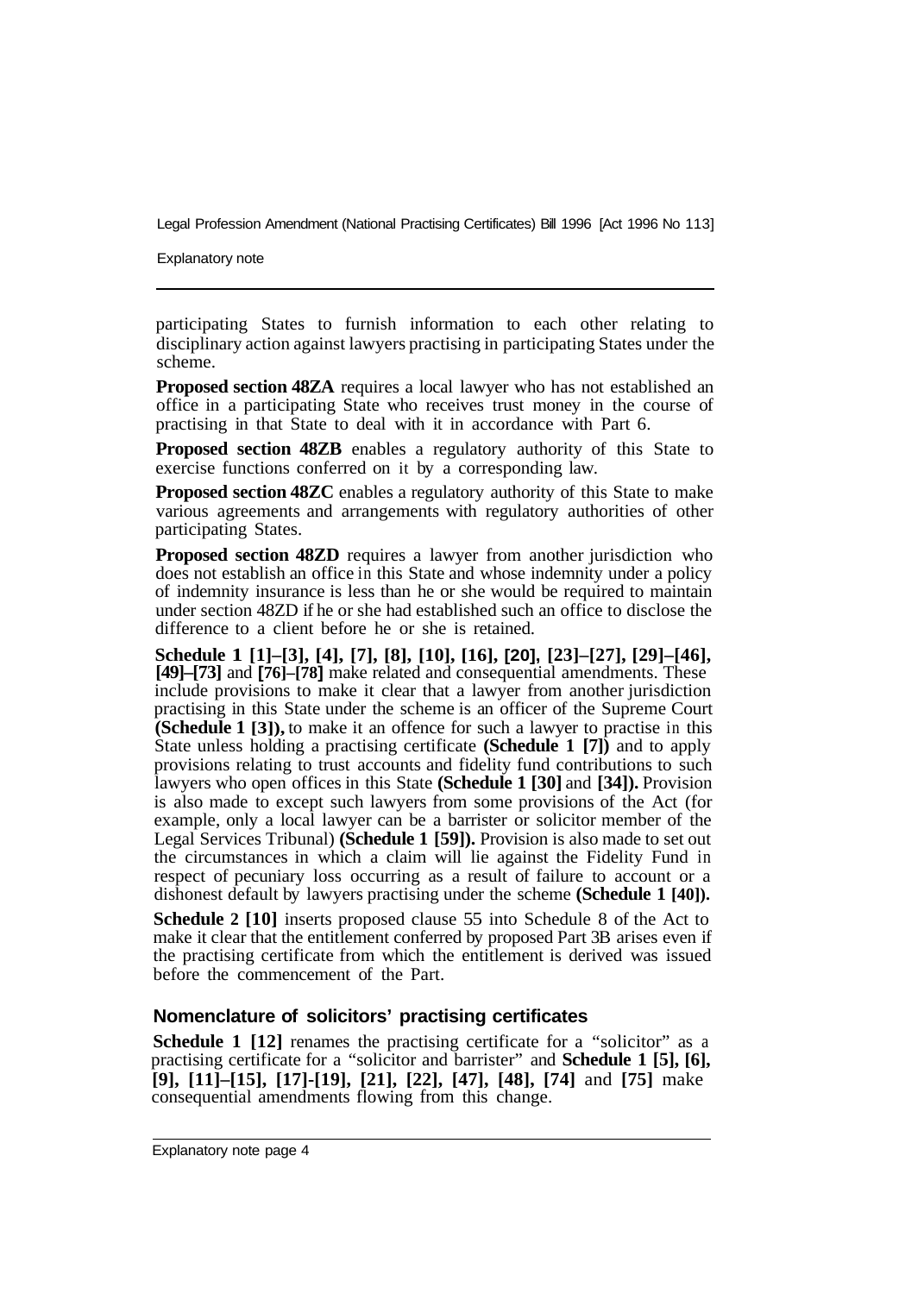participating States to furnish information to each other relating to disciplinary action against lawyers practising in participating States under the scheme.

**Proposed section 48ZA** requires a local lawyer who has not established an office in a participating State who receives trust money in the course of practising in that State to deal with it in accordance with Part 6.

**Proposed section 48ZB** enables a regulatory authority of this State to exercise functions conferred on it by a corresponding law.

**Proposed section 48ZC** enables a regulatory authority of this State to make various agreements and arrangements with regulatory authorities of other participating States.

**Proposed section 48ZD** requires a lawyer from another jurisdiction who does not establish an office in this State and whose indemnity under a policy of indemnity insurance is less than he or she would be required to maintain under section 48ZD if he or she had established such an office to disclose the difference to a client before he or she is retained.

**Schedule 1 [1]–[3], [4], [7], [8], [10], [16], [20], [23]–[27], [29]–[46], [49]–[73]** and **[76]–[78]** make related and consequential amendments. These include provisions to make it clear that a lawyer from another jurisdiction practising in this State under the scheme is an officer of the Supreme Court **(Schedule 1 [3]),** to make it an offence for such a lawyer to practise in this State unless holding a practising certificate **(Schedule 1 [7])** and to apply provisions relating to trust accounts and fidelity fund contributions to such lawyers who open offices in this State **(Schedule 1 [30]** and **[34]).** Provision is also made to except such lawyers from some provisions of the Act (for example, only a local lawyer can be a barrister or solicitor member of the Legal Services Tribunal) **(Schedule 1 [59]).** Provision is also made to set out the circumstances in which a claim will lie against the Fidelity Fund in respect of pecuniary loss occurring as a result of failure to account or a dishonest default by lawyers practising under the scheme **(Schedule 1 [40]).**

**Schedule 2 [10]** inserts proposed clause 55 into Schedule 8 of the Act to make it clear that the entitlement conferred by proposed Part 3B arises even if the practising certificate from which the entitlement is derived was issued before the commencement of the Part.

## Nomenclature of solicitors' practising certificates

**Schedule 1 [12]** renames the practising certificate for a "solicitor" as a practising certificate for a "solicitor and barrister" and **Schedule 1 [5], [6], [9], [11]–[15], [17]-[19], [21], [22], [47], [48], [74]** and **[75]** make consequential amendments flowing from this change.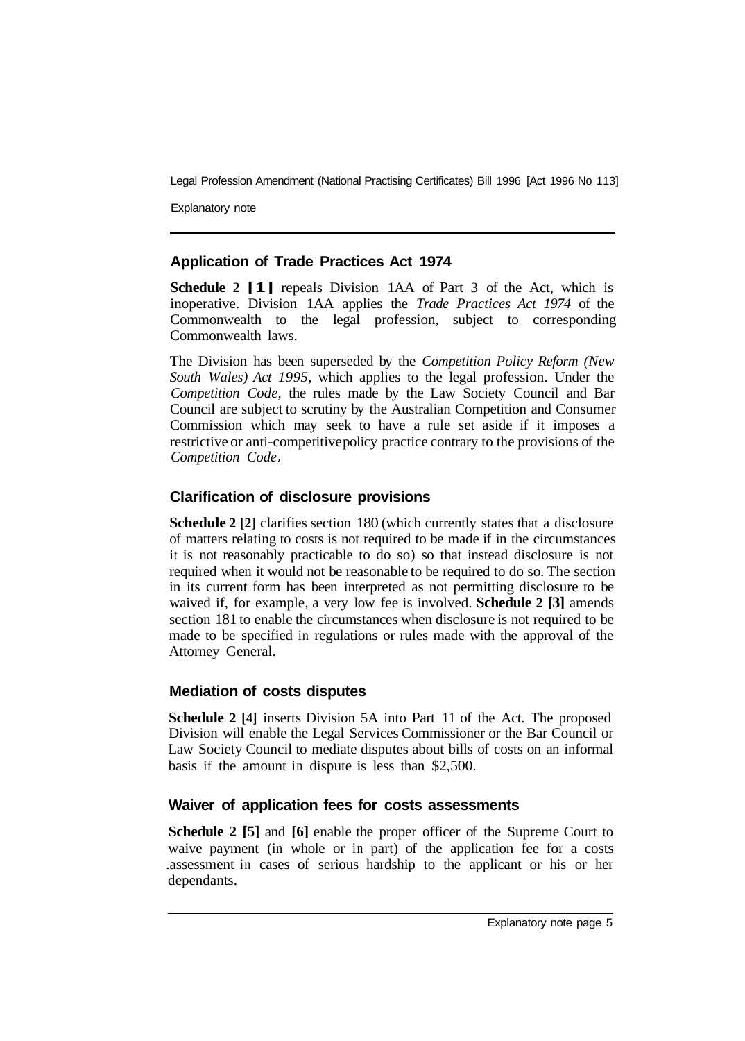## Application of Trade Practices Act 1974

**Schedule 2 [1]** repeals Division 1AA of Part 3 of the Act, which is inoperative. Division 1AA applies the *Trade Practices Act 1974* of the Commonwealth to the legal profession, subject to corresponding Commonwealth laws.

The Division has been superseded by the *Competition Policy Reform (New South Wales) Act 1995,* which applies to the legal profession. Under the *Competition Code,* the rules made by the Law Society Council and Bar Council are subject to scrutiny by the Australian Competition and Consumer Commission which may seek to have a rule set aside if it imposes a restrictive or anti-competitive policy practice contrary to the provisions of the *Competition Code*.

## Clarification of disclosure provisions

**Schedule 2 [2]** clarifies section 180 (which currently states that a disclosure of matters relating to costs is not required to be made if in the circumstances it is not reasonably practicable to do so) so that instead disclosure is not required when it would not be reasonable to be required to do so. The section in its current form has been interpreted as not permitting disclosure to be waived if, for example, a very low fee is involved. **Schedule 2 [3]** amends section 181 to enable the circumstances when disclosure is not required to be made to be specified in regulations or rules made with the approval of the Attorney General.

## Mediation of costs disputes

**Schedule 2 [4]** inserts Division 5A into Part 11 of the Act. The proposed Division will enable the Legal Services Commissioner or the Bar Council or Law Society Council to mediate disputes about bills of costs on an informal basis if the amount in dispute is less than $2,500.

## Waiver of application fees for costs assessments

**Schedule 2 [5]** and **[6]** enable the proper officer of the Supreme Court to waive payment (in whole or in part) of the application fee for a costs assessment in cases of serious hardship to the applicant or his or her dependants.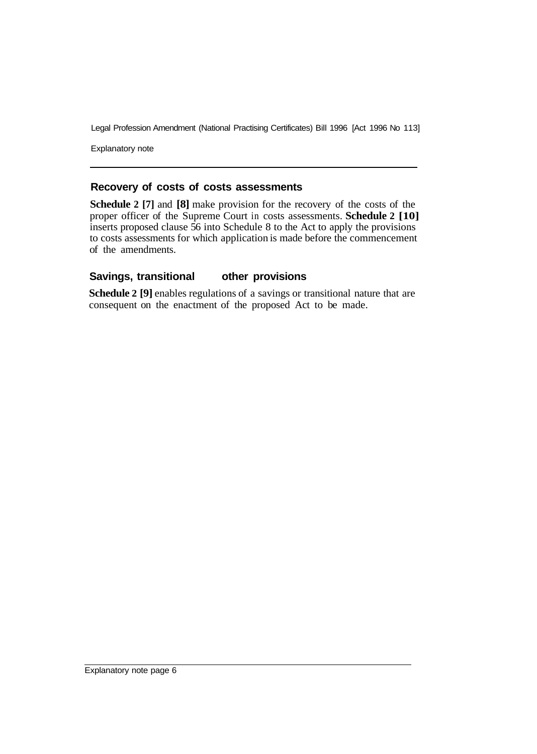## Recovery of costs of costs assessments

**Schedule 2 [7]** and **[8]** make provision for the recovery of the costs of the proper officer of the Supreme Court in costs assessments. **Schedule 2 [10]** inserts proposed clause 56 into Schedule 8 to the Act to apply the provisions to costs assessments for which application is made before the commencement of the amendments.

## Savings, transitional other provisions

**Schedule 2 [9]** enables regulations of a savings or transitional nature that are consequent on the enactment of the proposed Act to be made.